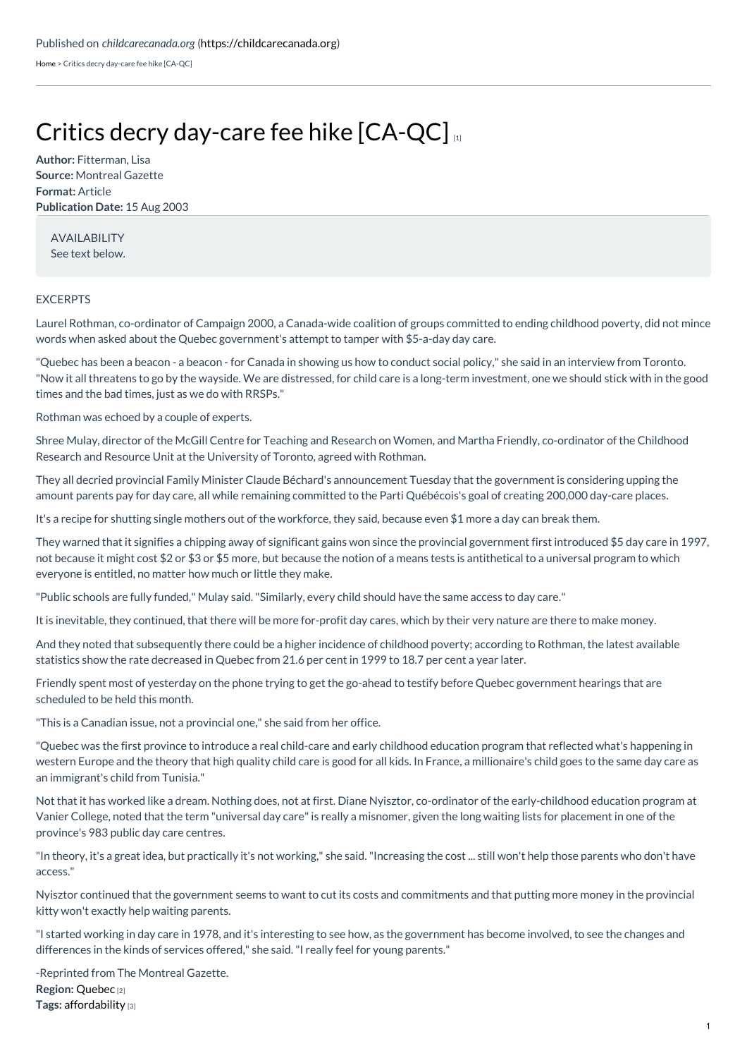Published on *childcarecanada.org* (https://childcarecanada.org)

Home > Critics decry day-care fee hike [CA-QC]

# Critics decry day-care fee hike [CA-QC] [1]

**Author:** Fitterman, Lisa
**Source:** Montreal Gazette
**Format:** Article
**Publication Date:** 15 Aug 2003

AVAILABILITY
See text below.

EXCERPTS

Laurel Rothman, co-ordinator of Campaign 2000, a Canada-wide coalition of groups committed to ending childhood poverty, did not mince words when asked about the Quebec government's attempt to tamper with $5-a-day day care.

"Quebec has been a beacon - a beacon - for Canada in showing us how to conduct social policy," she said in an interview from Toronto. "Now it all threatens to go by the wayside. We are distressed, for child care is a long-term investment, one we should stick with in the good times and the bad times, just as we do with RRSPs."

Rothman was echoed by a couple of experts.

Shree Mulay, director of the McGill Centre for Teaching and Research on Women, and Martha Friendly, co-ordinator of the Childhood Research and Resource Unit at the University of Toronto, agreed with Rothman.

They all decried provincial Family Minister Claude Béchard's announcement Tuesday that the government is considering upping the amount parents pay for day care, all while remaining committed to the Parti Québécois's goal of creating 200,000 day-care places.

It's a recipe for shutting single mothers out of the workforce, they said, because even $1 more a day can break them.

They warned that it signifies a chipping away of significant gains won since the provincial government first introduced $5 day care in 1997, not because it might cost $2 or $3 or $5 more, but because the notion of a means tests is antithetical to a universal program to which everyone is entitled, no matter how much or little they make.

"Public schools are fully funded," Mulay said. "Similarly, every child should have the same access to day care."

It is inevitable, they continued, that there will be more for-profit day cares, which by their very nature are there to make money.

And they noted that subsequently there could be a higher incidence of childhood poverty; according to Rothman, the latest available statistics show the rate decreased in Quebec from 21.6 per cent in 1999 to 18.7 per cent a year later.

Friendly spent most of yesterday on the phone trying to get the go-ahead to testify before Quebec government hearings that are scheduled to be held this month.

"This is a Canadian issue, not a provincial one," she said from her office.

"Quebec was the first province to introduce a real child-care and early childhood education program that reflected what's happening in western Europe and the theory that high quality child care is good for all kids. In France, a millionaire's child goes to the same day care as an immigrant's child from Tunisia."

Not that it has worked like a dream. Nothing does, not at first. Diane Nyisztor, co-ordinator of the early-childhood education program at Vanier College, noted that the term "universal day care" is really a misnomer, given the long waiting lists for placement in one of the province's 983 public day care centres.

"In theory, it's a great idea, but practically it's not working," she said. "Increasing the cost ... still won't help those parents who don't have access."

Nyisztor continued that the government seems to want to cut its costs and commitments and that putting more money in the provincial kitty won't exactly help waiting parents.

"I started working in day care in 1978, and it's interesting to see how, as the government has become involved, to see the changes and differences in the kinds of services offered," she said. "I really feel for young parents."

-Reprinted from The Montreal Gazette.

**Region:** Quebec [2]
**Tags:** affordability [3]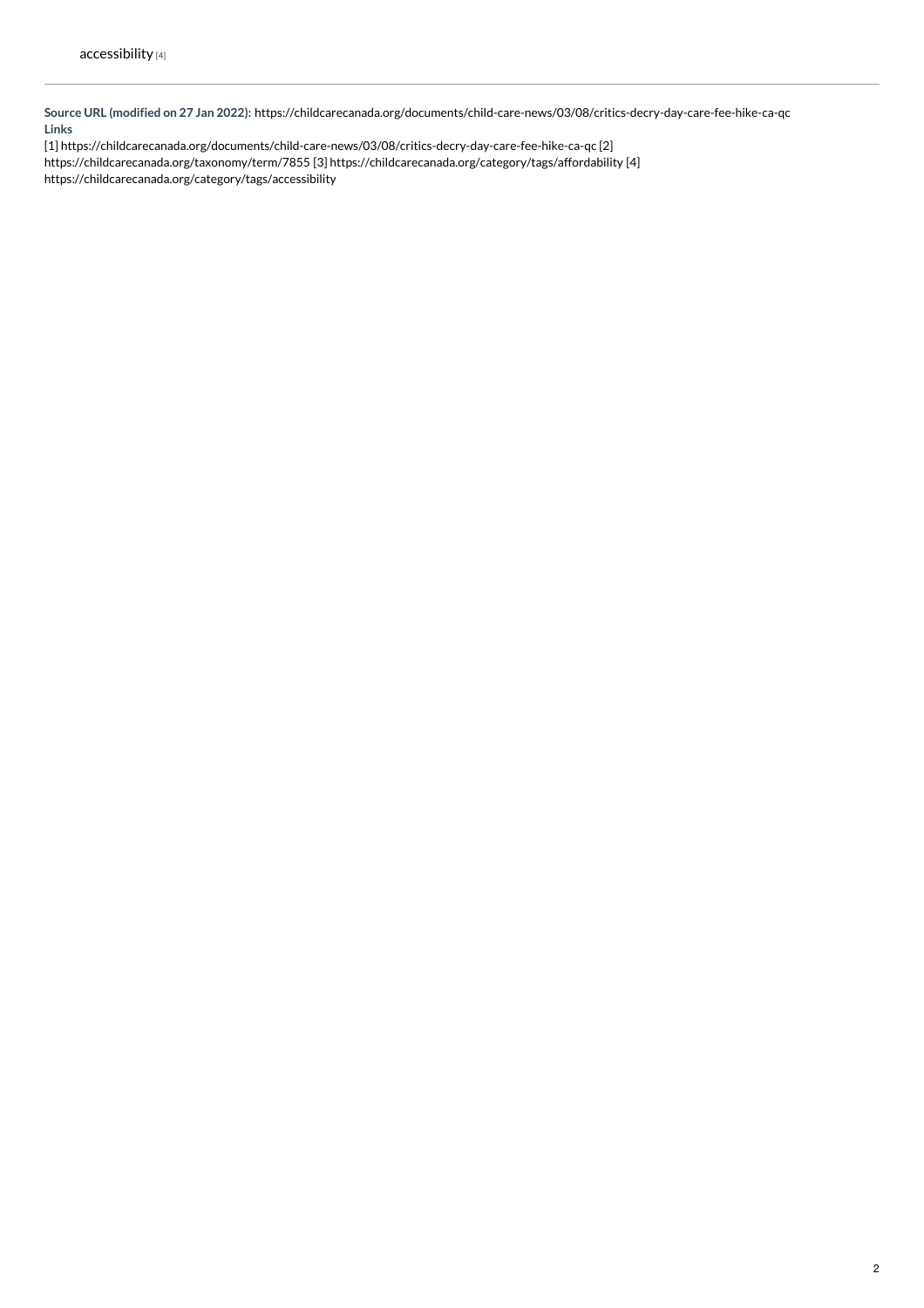accessibility [4]

---

**Source URL (modified on 27 Jan 2022):** https://childcarecanada.org/documents/child-care-news/03/08/critics-decry-day-care-fee-hike-ca-qc
**Links**
[1] https://childcarecanada.org/documents/child-care-news/03/08/critics-decry-day-care-fee-hike-ca-qc [2] https://childcarecanada.org/taxonomy/term/7855 [3] https://childcarecanada.org/category/tags/affordability [4] https://childcarecanada.org/category/tags/accessibility